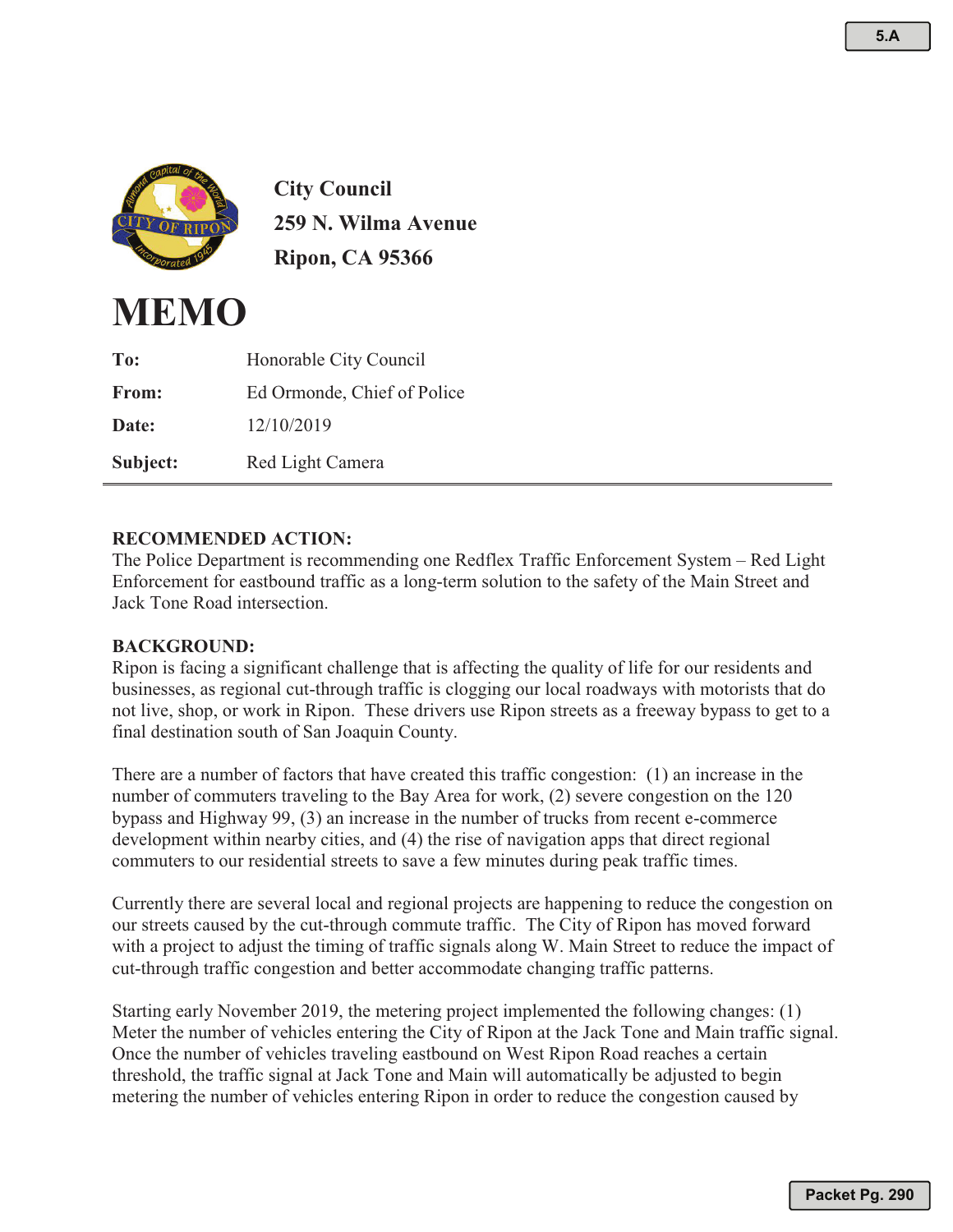City Council
259 N. Wilma Avenue
Ripon, CA 95366

# MEMO

| | |
|---|---|
| **To:** | Honorable City Council |
| **From:** | Ed Ormonde, Chief of Police |
| **Date:** | 12/10/2019 |
| **Subject:** | Red Light Camera |

**RECOMMENDED ACTION:**
The Police Department is recommending one Redflex Traffic Enforcement System – Red Light Enforcement for eastbound traffic as a long-term solution to the safety of the Main Street and Jack Tone Road intersection.

**BACKGROUND:**
Ripon is facing a significant challenge that is affecting the quality of life for our residents and businesses, as regional cut-through traffic is clogging our local roadways with motorists that do not live, shop, or work in Ripon. These drivers use Ripon streets as a freeway bypass to get to a final destination south of San Joaquin County.

There are a number of factors that have created this traffic congestion: (1) an increase in the number of commuters traveling to the Bay Area for work, (2) severe congestion on the 120 bypass and Highway 99, (3) an increase in the number of trucks from recent e-commerce development within nearby cities, and (4) the rise of navigation apps that direct regional commuters to our residential streets to save a few minutes during peak traffic times.

Currently there are several local and regional projects are happening to reduce the congestion on our streets caused by the cut-through commute traffic. The City of Ripon has moved forward with a project to adjust the timing of traffic signals along W. Main Street to reduce the impact of cut-through traffic congestion and better accommodate changing traffic patterns.

Starting early November 2019, the metering project implemented the following changes: (1) Meter the number of vehicles entering the City of Ripon at the Jack Tone and Main traffic signal. Once the number of vehicles traveling eastbound on West Ripon Road reaches a certain threshold, the traffic signal at Jack Tone and Main will automatically be adjusted to begin metering the number of vehicles entering Ripon in order to reduce the congestion caused by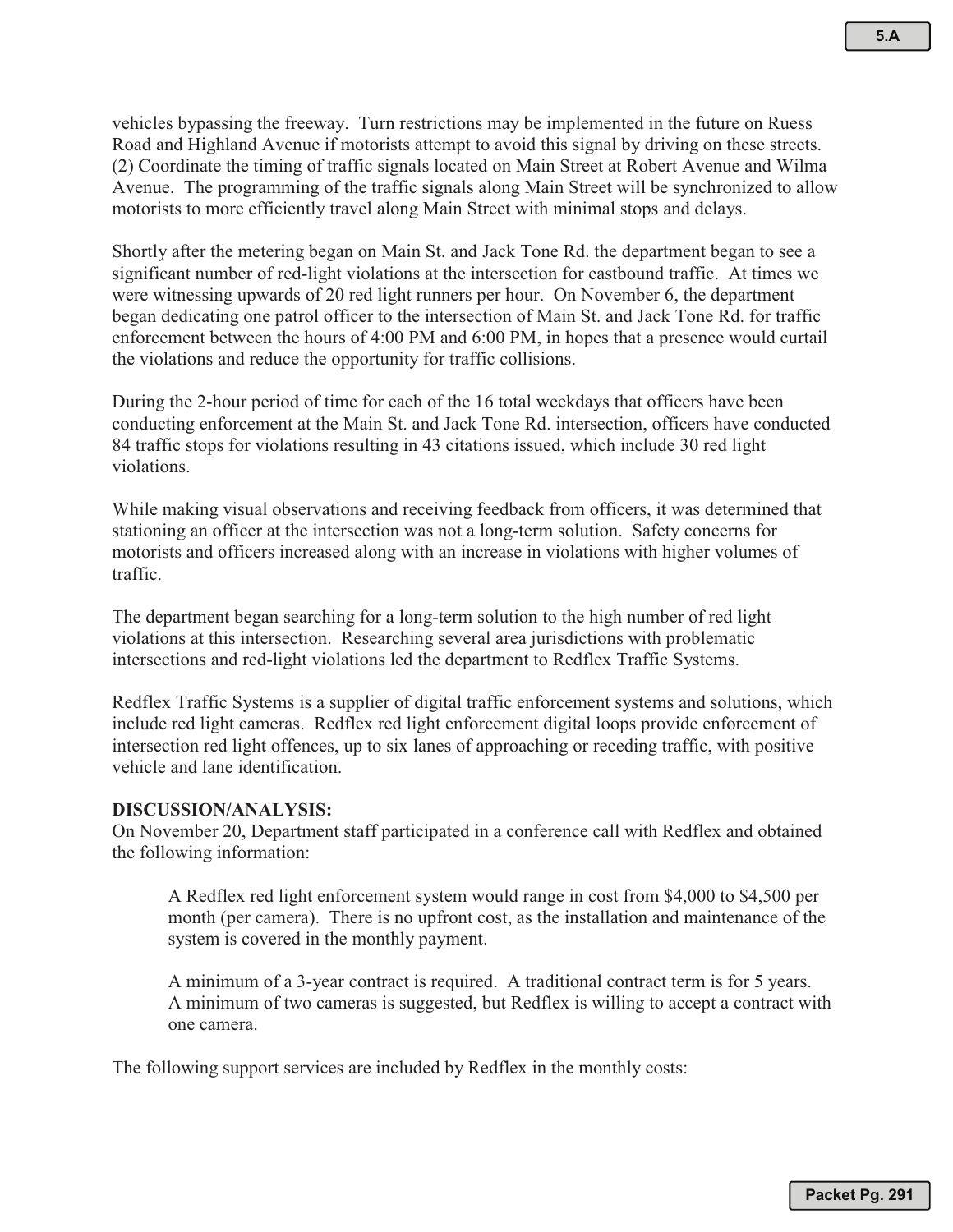vehicles bypassing the freeway. Turn restrictions may be implemented in the future on Ruess Road and Highland Avenue if motorists attempt to avoid this signal by driving on these streets. (2) Coordinate the timing of traffic signals located on Main Street at Robert Avenue and Wilma Avenue. The programming of the traffic signals along Main Street will be synchronized to allow motorists to more efficiently travel along Main Street with minimal stops and delays.

Shortly after the metering began on Main St. and Jack Tone Rd. the department began to see a significant number of red-light violations at the intersection for eastbound traffic. At times we were witnessing upwards of 20 red light runners per hour. On November 6, the department began dedicating one patrol officer to the intersection of Main St. and Jack Tone Rd. for traffic enforcement between the hours of 4:00 PM and 6:00 PM, in hopes that a presence would curtail the violations and reduce the opportunity for traffic collisions.

During the 2-hour period of time for each of the 16 total weekdays that officers have been conducting enforcement at the Main St. and Jack Tone Rd. intersection, officers have conducted 84 traffic stops for violations resulting in 43 citations issued, which include 30 red light violations.

While making visual observations and receiving feedback from officers, it was determined that stationing an officer at the intersection was not a long-term solution. Safety concerns for motorists and officers increased along with an increase in violations with higher volumes of traffic.

The department began searching for a long-term solution to the high number of red light violations at this intersection. Researching several area jurisdictions with problematic intersections and red-light violations led the department to Redflex Traffic Systems.

Redflex Traffic Systems is a supplier of digital traffic enforcement systems and solutions, which include red light cameras. Redflex red light enforcement digital loops provide enforcement of intersection red light offences, up to six lanes of approaching or receding traffic, with positive vehicle and lane identification.

**DISCUSSION/ANALYSIS:**
On November 20, Department staff participated in a conference call with Redflex and obtained the following information:

> A Redflex red light enforcement system would range in cost from $4,000 to $4,500 per month (per camera). There is no upfront cost, as the installation and maintenance of the system is covered in the monthly payment.
>
> A minimum of a 3-year contract is required. A traditional contract term is for 5 years. A minimum of two cameras is suggested, but Redflex is willing to accept a contract with one camera.

The following support services are included by Redflex in the monthly costs: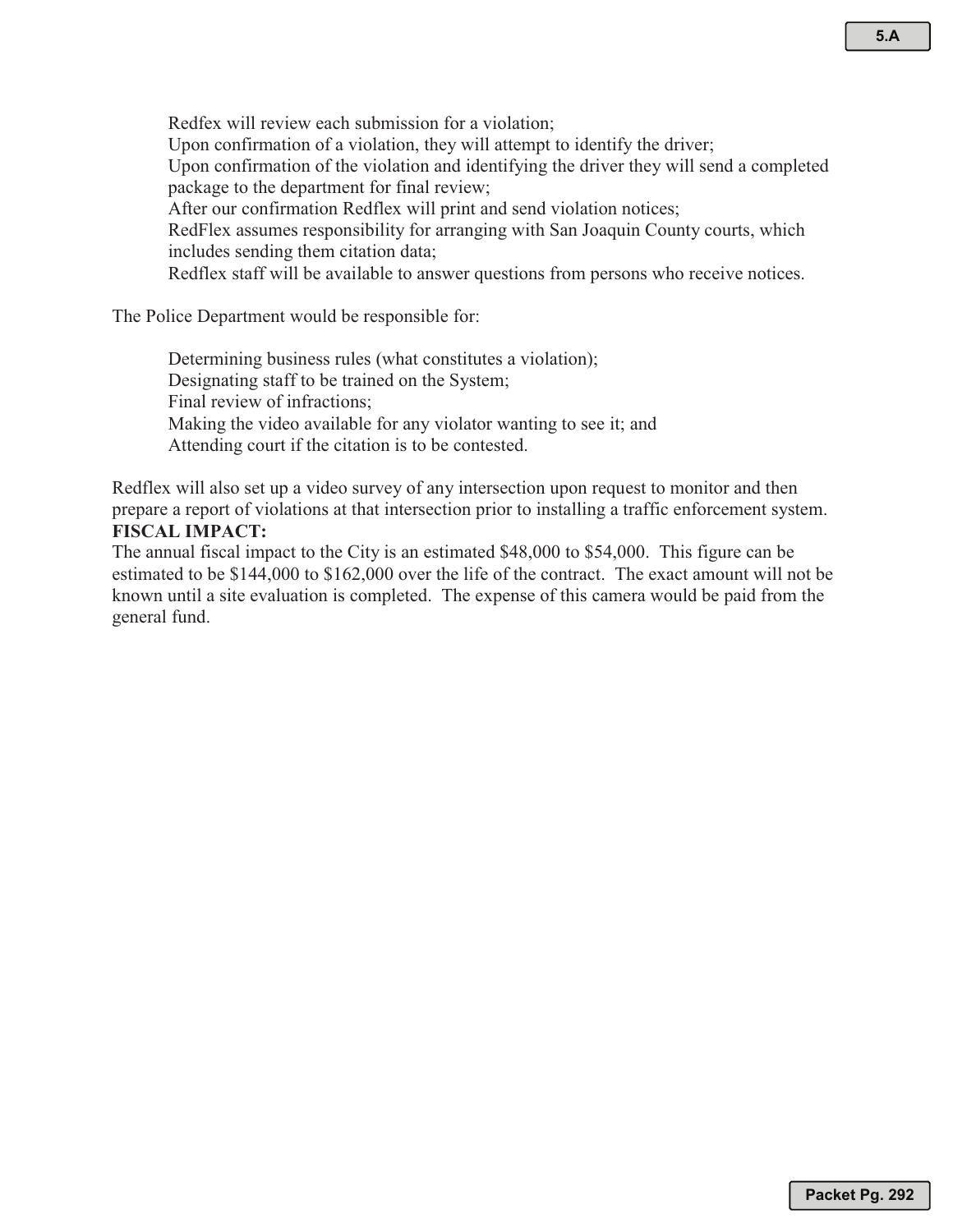Redfex will review each submission for a violation;
Upon confirmation of a violation, they will attempt to identify the driver;
Upon confirmation of the violation and identifying the driver they will send a completed package to the department for final review;
After our confirmation Redflex will print and send violation notices;
RedFlex assumes responsibility for arranging with San Joaquin County courts, which includes sending them citation data;
Redflex staff will be available to answer questions from persons who receive notices.

The Police Department would be responsible for:

Determining business rules (what constitutes a violation);
Designating staff to be trained on the System;
Final review of infractions;
Making the video available for any violator wanting to see it; and
Attending court if the citation is to be contested.

Redflex will also set up a video survey of any intersection upon request to monitor and then prepare a report of violations at that intersection prior to installing a traffic enforcement system.

**FISCAL IMPACT:**

The annual fiscal impact to the City is an estimated $48,000 to $54,000. This figure can be estimated to be $144,000 to $162,000 over the life of the contract. The exact amount will not be known until a site evaluation is completed. The expense of this camera would be paid from the general fund.